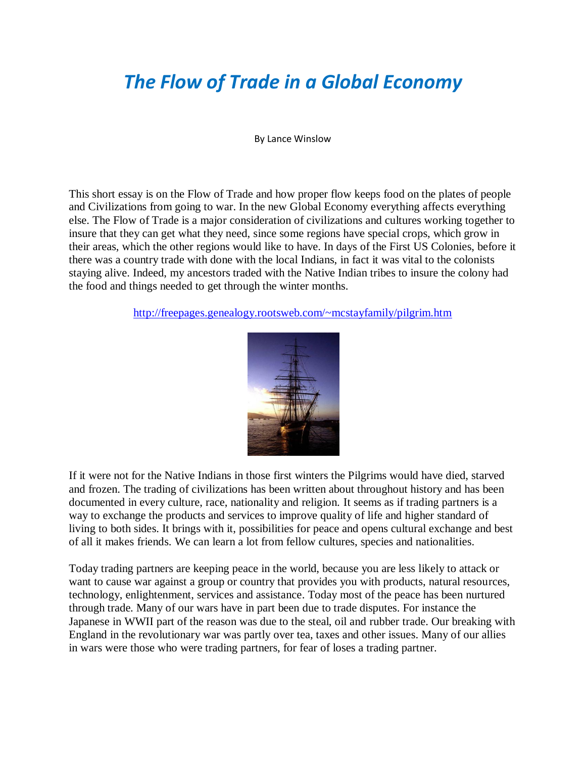# *The Flow of Trade in a Global Economy*

By Lance Winslow

This short essay is on the Flow of Trade and how proper flow keeps food on the plates of people and Civilizations from going to war. In the new Global Economy everything affects everything else. The Flow of Trade is a major consideration of civilizations and cultures working together to insure that they can get what they need, since some regions have special crops, which grow in their areas, which the other regions would like to have. In days of the First US Colonies, before it there was a country trade with done with the local Indians, in fact it was vital to the colonists staying alive. Indeed, my ancestors traded with the Native Indian tribes to insure the colony had the food and things needed to get through the winter months.

http://freepages.genealogy.rootsweb.com/~mcstayfamily/pilgrim.htm

If it were not for the Native Indians in those first winters the Pilgrims would have died, starved and frozen. The trading of civilizations has been written about throughout history and has been documented in every culture, race, nationality and religion. It seems as if trading partners is a way to exchange the products and services to improve quality of life and higher standard of living to both sides. It brings with it, possibilities for peace and opens cultural exchange and best of all it makes friends. We can learn a lot from fellow cultures, species and nationalities.

Today trading partners are keeping peace in the world, because you are less likely to attack or want to cause war against a group or country that provides you with products, natural resources, technology, enlightenment, services and assistance. Today most of the peace has been nurtured through trade. Many of our wars have in part been due to trade disputes. For instance the Japanese in WWII part of the reason was due to the steal, oil and rubber trade. Our breaking with England in the revolutionary war was partly over tea, taxes and other issues. Many of our allies in wars were those who were trading partners, for fear of loses a trading partner.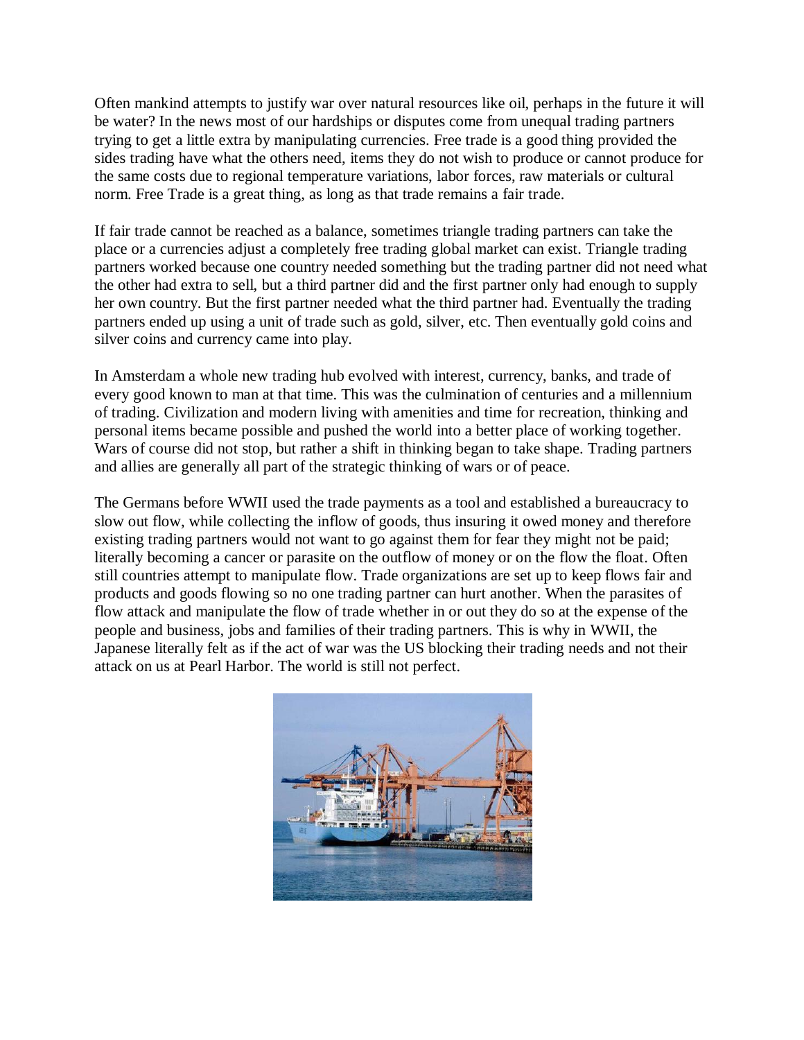Often mankind attempts to justify war over natural resources like oil, perhaps in the future it will be water? In the news most of our hardships or disputes come from unequal trading partners trying to get a little extra by manipulating currencies. Free trade is a good thing provided the sides trading have what the others need, items they do not wish to produce or cannot produce for the same costs due to regional temperature variations, labor forces, raw materials or cultural norm. Free Trade is a great thing, as long as that trade remains a fair trade.

If fair trade cannot be reached as a balance, sometimes triangle trading partners can take the place or a currencies adjust a completely free trading global market can exist. Triangle trading partners worked because one country needed something but the trading partner did not need what the other had extra to sell, but a third partner did and the first partner only had enough to supply her own country. But the first partner needed what the third partner had. Eventually the trading partners ended up using a unit of trade such as gold, silver, etc. Then eventually gold coins and silver coins and currency came into play.

In Amsterdam a whole new trading hub evolved with interest, currency, banks, and trade of every good known to man at that time. This was the culmination of centuries and a millennium of trading. Civilization and modern living with amenities and time for recreation, thinking and personal items became possible and pushed the world into a better place of working together. Wars of course did not stop, but rather a shift in thinking began to take shape. Trading partners and allies are generally all part of the strategic thinking of wars or of peace.

The Germans before WWII used the trade payments as a tool and established a bureaucracy to slow out flow, while collecting the inflow of goods, thus insuring it owed money and therefore existing trading partners would not want to go against them for fear they might not be paid; literally becoming a cancer or parasite on the outflow of money or on the flow the float. Often still countries attempt to manipulate flow. Trade organizations are set up to keep flows fair and products and goods flowing so no one trading partner can hurt another. When the parasites of flow attack and manipulate the flow of trade whether in or out they do so at the expense of the people and business, jobs and families of their trading partners. This is why in WWII, the Japanese literally felt as if the act of war was the US blocking their trading needs and not their attack on us at Pearl Harbor. The world is still not perfect.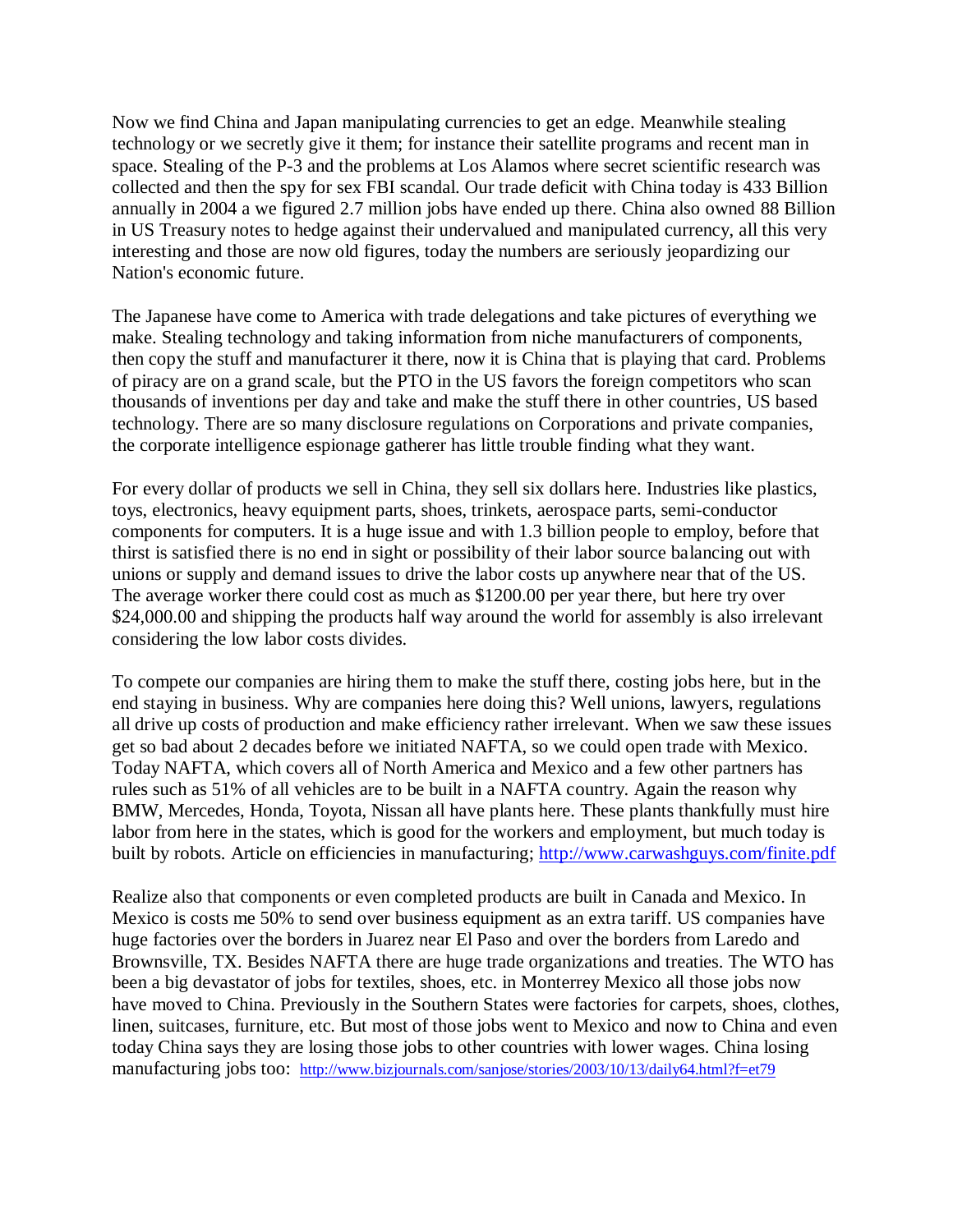Now we find China and Japan manipulating currencies to get an edge. Meanwhile stealing technology or we secretly give it them; for instance their satellite programs and recent man in space. Stealing of the P-3 and the problems at Los Alamos where secret scientific research was collected and then the spy for sex FBI scandal. Our trade deficit with China today is 433 Billion annually in 2004 a we figured 2.7 million jobs have ended up there. China also owned 88 Billion in US Treasury notes to hedge against their undervalued and manipulated currency, all this very interesting and those are now old figures, today the numbers are seriously jeopardizing our Nation's economic future.

The Japanese have come to America with trade delegations and take pictures of everything we make. Stealing technology and taking information from niche manufacturers of components, then copy the stuff and manufacturer it there, now it is China that is playing that card. Problems of piracy are on a grand scale, but the PTO in the US favors the foreign competitors who scan thousands of inventions per day and take and make the stuff there in other countries, US based technology. There are so many disclosure regulations on Corporations and private companies, the corporate intelligence espionage gatherer has little trouble finding what they want.

For every dollar of products we sell in China, they sell six dollars here. Industries like plastics, toys, electronics, heavy equipment parts, shoes, trinkets, aerospace parts, semi-conductor components for computers. It is a huge issue and with 1.3 billion people to employ, before that thirst is satisfied there is no end in sight or possibility of their labor source balancing out with unions or supply and demand issues to drive the labor costs up anywhere near that of the US. The average worker there could cost as much as $1200.00 per year there, but here try over $24,000.00 and shipping the products half way around the world for assembly is also irrelevant considering the low labor costs divides.

To compete our companies are hiring them to make the stuff there, costing jobs here, but in the end staying in business. Why are companies here doing this? Well unions, lawyers, regulations all drive up costs of production and make efficiency rather irrelevant. When we saw these issues get so bad about 2 decades before we initiated NAFTA, so we could open trade with Mexico. Today NAFTA, which covers all of North America and Mexico and a few other partners has rules such as 51% of all vehicles are to be built in a NAFTA country. Again the reason why BMW, Mercedes, Honda, Toyota, Nissan all have plants here. These plants thankfully must hire labor from here in the states, which is good for the workers and employment, but much today is built by robots. Article on efficiencies in manufacturing; [http://www.carwashguys.com/finite.pdf](http://www.carwashguys.com/finite.pdf)

Realize also that components or even completed products are built in Canada and Mexico. In Mexico is costs me 50% to send over business equipment as an extra tariff. US companies have huge factories over the borders in Juarez near El Paso and over the borders from Laredo and Brownsville, TX. Besides NAFTA there are huge trade organizations and treaties. The WTO has been a big devastator of jobs for textiles, shoes, etc. in Monterrey Mexico all those jobs now have moved to China. Previously in the Southern States were factories for carpets, shoes, clothes, linen, suitcases, furniture, etc. But most of those jobs went to Mexico and now to China and even today China says they are losing those jobs to other countries with lower wages. China losing manufacturing jobs too: [http://www.bizjournals.com/sanjose/stories/2003/10/13/daily64.html?f=et79](http://www.bizjournals.com/sanjose/stories/2003/10/13/daily64.html?f=et79)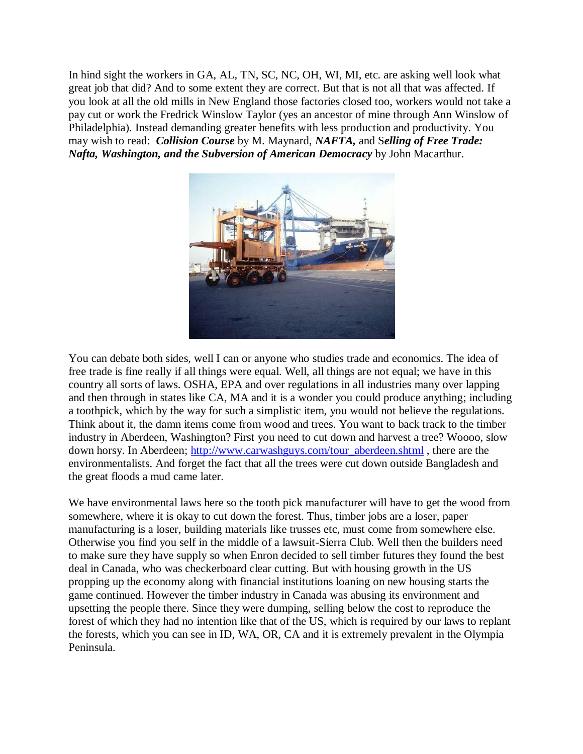In hind sight the workers in GA, AL, TN, SC, NC, OH, WI, MI, etc. are asking well look what great job that did? And to some extent they are correct. But that is not all that was affected. If you look at all the old mills in New England those factories closed too, workers would not take a pay cut or work the Fredrick Winslow Taylor (yes an ancestor of mine through Ann Winslow of Philadelphia). Instead demanding greater benefits with less production and productivity. You may wish to read: ***Collision Course*** by M. Maynard, ***NAFTA,*** and S***elling of Free Trade: Nafta, Washington, and the Subversion of American Democracy*** by John Macarthur.

You can debate both sides, well I can or anyone who studies trade and economics. The idea of free trade is fine really if all things were equal. Well, all things are not equal; we have in this country all sorts of laws. OSHA, EPA and over regulations in all industries many over lapping and then through in states like CA, MA and it is a wonder you could produce anything; including a toothpick, which by the way for such a simplistic item, you would not believe the regulations. Think about it, the damn items come from wood and trees. You want to back track to the timber industry in Aberdeen, Washington? First you need to cut down and harvest a tree? Woooo, slow down horsy. In Aberdeen; [http://www.carwashguys.com/tour_aberdeen.shtml](http://www.carwashguys.com/tour_aberdeen.shtml) , there are the environmentalists. And forget the fact that all the trees were cut down outside Bangladesh and the great floods a mud came later.

We have environmental laws here so the tooth pick manufacturer will have to get the wood from somewhere, where it is okay to cut down the forest. Thus, timber jobs are a loser, paper manufacturing is a loser, building materials like trusses etc, must come from somewhere else. Otherwise you find you self in the middle of a lawsuit-Sierra Club. Well then the builders need to make sure they have supply so when Enron decided to sell timber futures they found the best deal in Canada, who was checkerboard clear cutting. But with housing growth in the US propping up the economy along with financial institutions loaning on new housing starts the game continued. However the timber industry in Canada was abusing its environment and upsetting the people there. Since they were dumping, selling below the cost to reproduce the forest of which they had no intention like that of the US, which is required by our laws to replant the forests, which you can see in ID, WA, OR, CA and it is extremely prevalent in the Olympia Peninsula.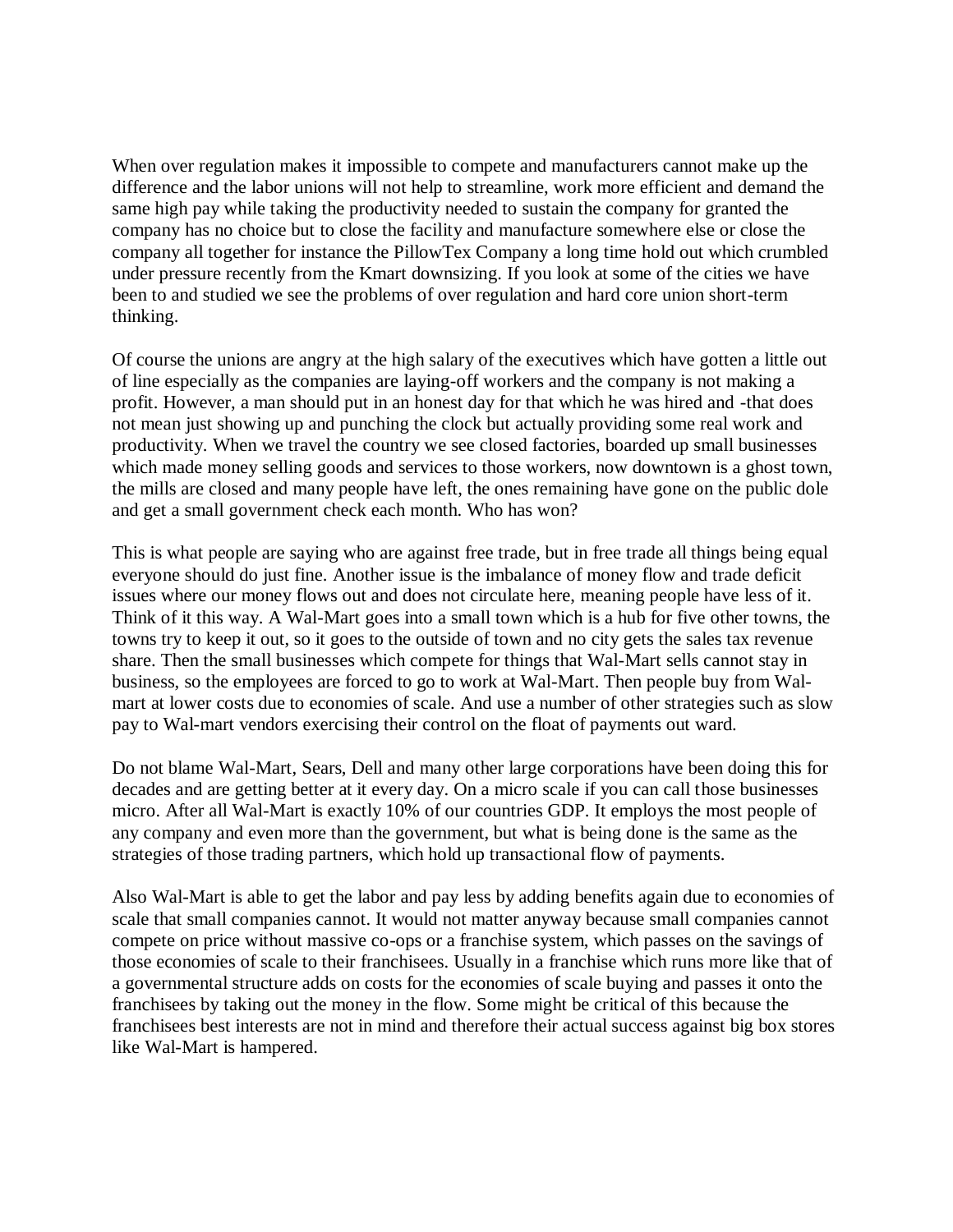When over regulation makes it impossible to compete and manufacturers cannot make up the difference and the labor unions will not help to streamline, work more efficient and demand the same high pay while taking the productivity needed to sustain the company for granted the company has no choice but to close the facility and manufacture somewhere else or close the company all together for instance the PillowTex Company a long time hold out which crumbled under pressure recently from the Kmart downsizing. If you look at some of the cities we have been to and studied we see the problems of over regulation and hard core union short-term thinking.

Of course the unions are angry at the high salary of the executives which have gotten a little out of line especially as the companies are laying-off workers and the company is not making a profit. However, a man should put in an honest day for that which he was hired and -that does not mean just showing up and punching the clock but actually providing some real work and productivity. When we travel the country we see closed factories, boarded up small businesses which made money selling goods and services to those workers, now downtown is a ghost town, the mills are closed and many people have left, the ones remaining have gone on the public dole and get a small government check each month. Who has won?

This is what people are saying who are against free trade, but in free trade all things being equal everyone should do just fine. Another issue is the imbalance of money flow and trade deficit issues where our money flows out and does not circulate here, meaning people have less of it. Think of it this way. A Wal-Mart goes into a small town which is a hub for five other towns, the towns try to keep it out, so it goes to the outside of town and no city gets the sales tax revenue share. Then the small businesses which compete for things that Wal-Mart sells cannot stay in business, so the employees are forced to go to work at Wal-Mart. Then people buy from Wal-mart at lower costs due to economies of scale. And use a number of other strategies such as slow pay to Wal-mart vendors exercising their control on the float of payments out ward.

Do not blame Wal-Mart, Sears, Dell and many other large corporations have been doing this for decades and are getting better at it every day. On a micro scale if you can call those businesses micro. After all Wal-Mart is exactly 10% of our countries GDP. It employs the most people of any company and even more than the government, but what is being done is the same as the strategies of those trading partners, which hold up transactional flow of payments.

Also Wal-Mart is able to get the labor and pay less by adding benefits again due to economies of scale that small companies cannot. It would not matter anyway because small companies cannot compete on price without massive co-ops or a franchise system, which passes on the savings of those economies of scale to their franchisees. Usually in a franchise which runs more like that of a governmental structure adds on costs for the economies of scale buying and passes it onto the franchisees by taking out the money in the flow. Some might be critical of this because the franchisees best interests are not in mind and therefore their actual success against big box stores like Wal-Mart is hampered.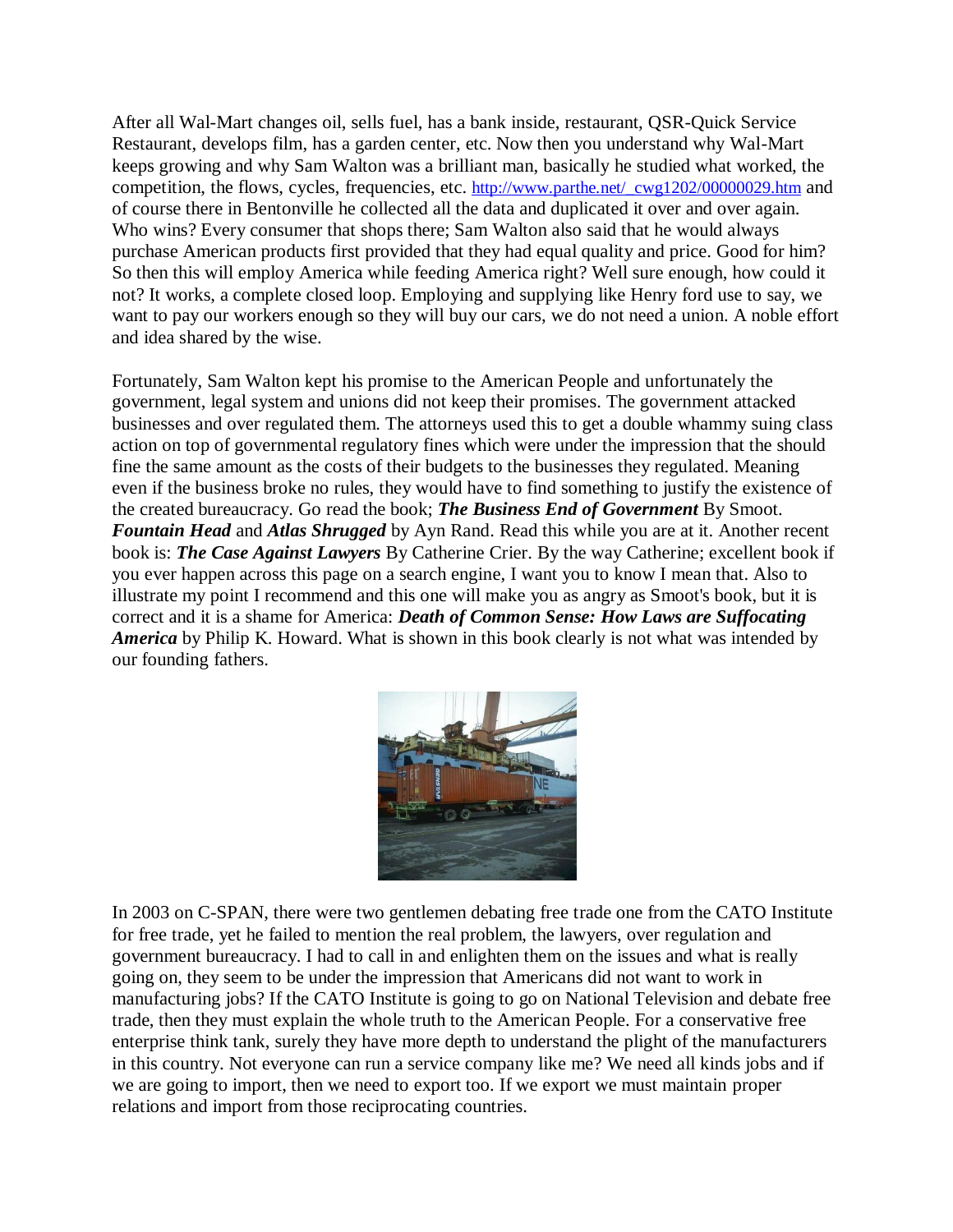After all Wal-Mart changes oil, sells fuel, has a bank inside, restaurant, QSR-Quick Service Restaurant, develops film, has a garden center, etc. Now then you understand why Wal-Mart keeps growing and why Sam Walton was a brilliant man, basically he studied what worked, the competition, the flows, cycles, frequencies, etc. http://www.parthe.net/_cwg1202/00000029.htm and of course there in Bentonville he collected all the data and duplicated it over and over again. Who wins? Every consumer that shops there; Sam Walton also said that he would always purchase American products first provided that they had equal quality and price. Good for him? So then this will employ America while feeding America right? Well sure enough, how could it not? It works, a complete closed loop. Employing and supplying like Henry ford use to say, we want to pay our workers enough so they will buy our cars, we do not need a union. A noble effort and idea shared by the wise.

Fortunately, Sam Walton kept his promise to the American People and unfortunately the government, legal system and unions did not keep their promises. The government attacked businesses and over regulated them. The attorneys used this to get a double whammy suing class action on top of governmental regulatory fines which were under the impression that the should fine the same amount as the costs of their budgets to the businesses they regulated. Meaning even if the business broke no rules, they would have to find something to justify the existence of the created bureaucracy. Go read the book; ***The Business End of Government*** By Smoot. ***Fountain Head*** and ***Atlas Shrugged*** by Ayn Rand. Read this while you are at it. Another recent book is: ***The Case Against Lawyers*** By Catherine Crier. By the way Catherine; excellent book if you ever happen across this page on a search engine, I want you to know I mean that. Also to illustrate my point I recommend and this one will make you as angry as Smoot's book, but it is correct and it is a shame for America: ***Death of Common Sense: How Laws are Suffocating America*** by Philip K. Howard. What is shown in this book clearly is not what was intended by our founding fathers.

In 2003 on C-SPAN, there were two gentlemen debating free trade one from the CATO Institute for free trade, yet he failed to mention the real problem, the lawyers, over regulation and government bureaucracy. I had to call in and enlighten them on the issues and what is really going on, they seem to be under the impression that Americans did not want to work in manufacturing jobs? If the CATO Institute is going to go on National Television and debate free trade, then they must explain the whole truth to the American People. For a conservative free enterprise think tank, surely they have more depth to understand the plight of the manufacturers in this country. Not everyone can run a service company like me? We need all kinds jobs and if we are going to import, then we need to export too. If we export we must maintain proper relations and import from those reciprocating countries.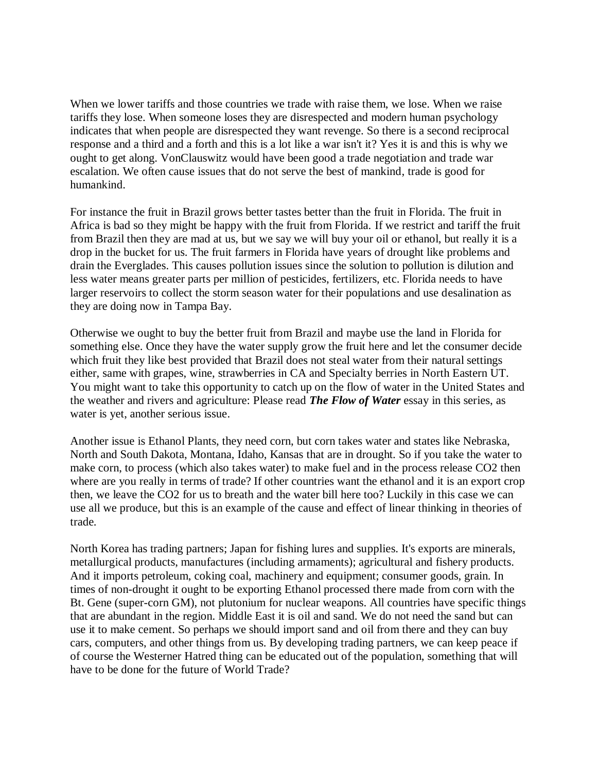When we lower tariffs and those countries we trade with raise them, we lose. When we raise tariffs they lose. When someone loses they are disrespected and modern human psychology indicates that when people are disrespected they want revenge. So there is a second reciprocal response and a third and a forth and this is a lot like a war isn't it? Yes it is and this is why we ought to get along. VonClauswitz would have been good a trade negotiation and trade war escalation. We often cause issues that do not serve the best of mankind, trade is good for humankind.

For instance the fruit in Brazil grows better tastes better than the fruit in Florida. The fruit in Africa is bad so they might be happy with the fruit from Florida. If we restrict and tariff the fruit from Brazil then they are mad at us, but we say we will buy your oil or ethanol, but really it is a drop in the bucket for us. The fruit farmers in Florida have years of drought like problems and drain the Everglades. This causes pollution issues since the solution to pollution is dilution and less water means greater parts per million of pesticides, fertilizers, etc. Florida needs to have larger reservoirs to collect the storm season water for their populations and use desalination as they are doing now in Tampa Bay.

Otherwise we ought to buy the better fruit from Brazil and maybe use the land in Florida for something else. Once they have the water supply grow the fruit here and let the consumer decide which fruit they like best provided that Brazil does not steal water from their natural settings either, same with grapes, wine, strawberries in CA and Specialty berries in North Eastern UT. You might want to take this opportunity to catch up on the flow of water in the United States and the weather and rivers and agriculture: Please read ***The Flow of Water*** essay in this series, as water is yet, another serious issue.

Another issue is Ethanol Plants, they need corn, but corn takes water and states like Nebraska, North and South Dakota, Montana, Idaho, Kansas that are in drought. So if you take the water to make corn, to process (which also takes water) to make fuel and in the process release $CO_2$ then where are you really in terms of trade? If other countries want the ethanol and it is an export crop then, we leave the $CO_2$ for us to breath and the water bill here too? Luckily in this case we can use all we produce, but this is an example of the cause and effect of linear thinking in theories of trade.

North Korea has trading partners; Japan for fishing lures and supplies. It's exports are minerals, metallurgical products, manufactures (including armaments); agricultural and fishery products. And it imports petroleum, coking coal, machinery and equipment; consumer goods, grain. In times of non-drought it ought to be exporting Ethanol processed there made from corn with the Bt. Gene (super-corn GM), not plutonium for nuclear weapons. All countries have specific things that are abundant in the region. Middle East it is oil and sand. We do not need the sand but can use it to make cement. So perhaps we should import sand and oil from there and they can buy cars, computers, and other things from us. By developing trading partners, we can keep peace if of course the Westerner Hatred thing can be educated out of the population, something that will have to be done for the future of World Trade?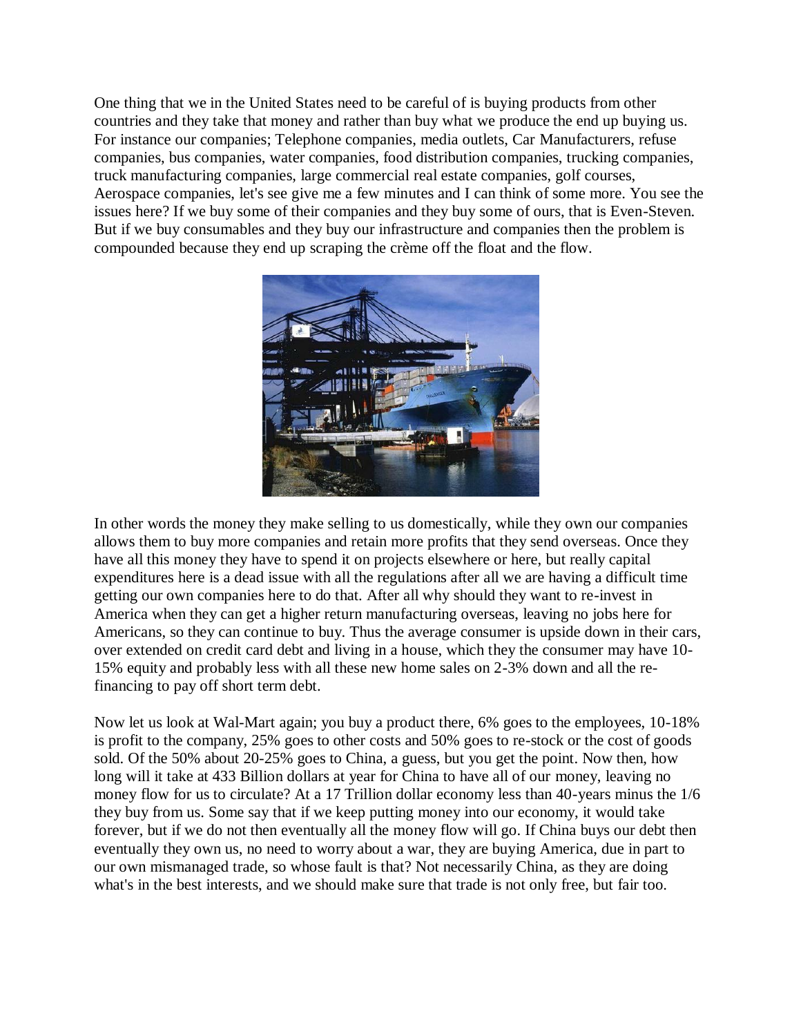One thing that we in the United States need to be careful of is buying products from other countries and they take that money and rather than buy what we produce the end up buying us. For instance our companies; Telephone companies, media outlets, Car Manufacturers, refuse companies, bus companies, water companies, food distribution companies, trucking companies, truck manufacturing companies, large commercial real estate companies, golf courses, Aerospace companies, let's see give me a few minutes and I can think of some more. You see the issues here? If we buy some of their companies and they buy some of ours, that is Even-Steven. But if we buy consumables and they buy our infrastructure and companies then the problem is compounded because they end up scraping the crème off the float and the flow.

In other words the money they make selling to us domestically, while they own our companies allows them to buy more companies and retain more profits that they send overseas. Once they have all this money they have to spend it on projects elsewhere or here, but really capital expenditures here is a dead issue with all the regulations after all we are having a difficult time getting our own companies here to do that. After all why should they want to re-invest in America when they can get a higher return manufacturing overseas, leaving no jobs here for Americans, so they can continue to buy. Thus the average consumer is upside down in their cars, over extended on credit card debt and living in a house, which they the consumer may have 10-15% equity and probably less with all these new home sales on 2-3% down and all the re-financing to pay off short term debt.

Now let us look at Wal-Mart again; you buy a product there, 6% goes to the employees, 10-18% is profit to the company, 25% goes to other costs and 50% goes to re-stock or the cost of goods sold. Of the 50% about 20-25% goes to China, a guess, but you get the point. Now then, how long will it take at 433 Billion dollars at year for China to have all of our money, leaving no money flow for us to circulate? At a 17 Trillion dollar economy less than 40-years minus the 1/6 they buy from us. Some say that if we keep putting money into our economy, it would take forever, but if we do not then eventually all the money flow will go. If China buys our debt then eventually they own us, no need to worry about a war, they are buying America, due in part to our own mismanaged trade, so whose fault is that? Not necessarily China, as they are doing what's in the best interests, and we should make sure that trade is not only free, but fair too.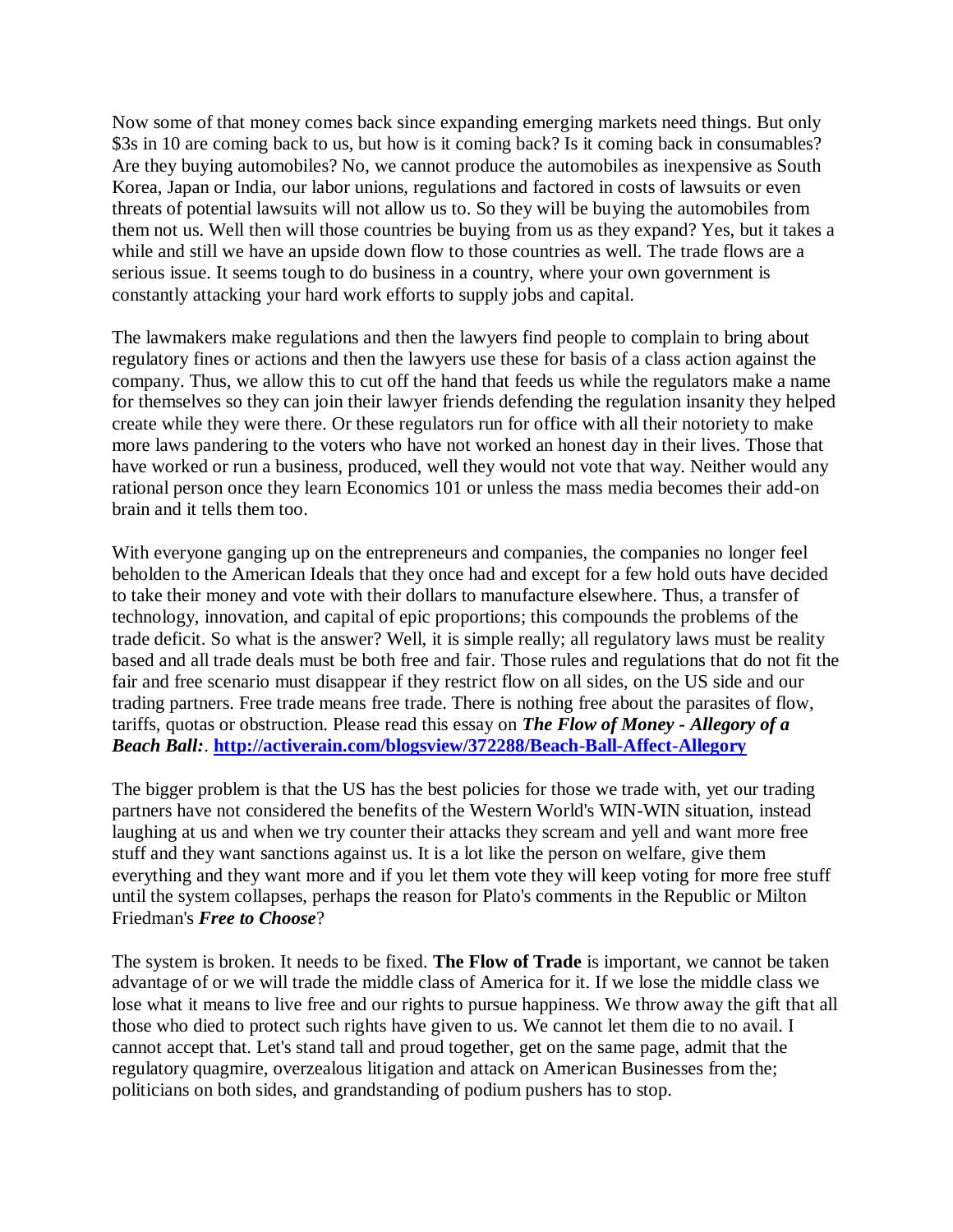Now some of that money comes back since expanding emerging markets need things. But only \$3s in 10 are coming back to us, but how is it coming back? Is it coming back in consumables? Are they buying automobiles? No, we cannot produce the automobiles as inexpensive as South Korea, Japan or India, our labor unions, regulations and factored in costs of lawsuits or even threats of potential lawsuits will not allow us to. So they will be buying the automobiles from them not us. Well then will those countries be buying from us as they expand? Yes, but it takes a while and still we have an upside down flow to those countries as well. The trade flows are a serious issue. It seems tough to do business in a country, where your own government is constantly attacking your hard work efforts to supply jobs and capital.

The lawmakers make regulations and then the lawyers find people to complain to bring about regulatory fines or actions and then the lawyers use these for basis of a class action against the company. Thus, we allow this to cut off the hand that feeds us while the regulators make a name for themselves so they can join their lawyer friends defending the regulation insanity they helped create while they were there. Or these regulators run for office with all their notoriety to make more laws pandering to the voters who have not worked an honest day in their lives. Those that have worked or run a business, produced, well they would not vote that way. Neither would any rational person once they learn Economics 101 or unless the mass media becomes their add-on brain and it tells them too.

With everyone ganging up on the entrepreneurs and companies, the companies no longer feel beholden to the American Ideals that they once had and except for a few hold outs have decided to take their money and vote with their dollars to manufacture elsewhere. Thus, a transfer of technology, innovation, and capital of epic proportions; this compounds the problems of the trade deficit. So what is the answer? Well, it is simple really; all regulatory laws must be reality based and all trade deals must be both free and fair. Those rules and regulations that do not fit the fair and free scenario must disappear if they restrict flow on all sides, on the US side and our trading partners. Free trade means free trade. There is nothing free about the parasites of flow, tariffs, quotas or obstruction. Please read this essay on ***The Flow of Money - Allegory of a Beach Ball:***. [**http://activerain.com/blogsview/372288/Beach-Ball-Affect-Allegory**](http://activerain.com/blogsview/372288/Beach-Ball-Affect-Allegory)

The bigger problem is that the US has the best policies for those we trade with, yet our trading partners have not considered the benefits of the Western World's WIN-WIN situation, instead laughing at us and when we try counter their attacks they scream and yell and want more free stuff and they want sanctions against us. It is a lot like the person on welfare, give them everything and they want more and if you let them vote they will keep voting for more free stuff until the system collapses, perhaps the reason for Plato's comments in the Republic or Milton Friedman's ***Free to Choose***?

The system is broken. It needs to be fixed. **The Flow of Trade** is important, we cannot be taken advantage of or we will trade the middle class of America for it. If we lose the middle class we lose what it means to live free and our rights to pursue happiness. We throw away the gift that all those who died to protect such rights have given to us. We cannot let them die to no avail. I cannot accept that. Let's stand tall and proud together, get on the same page, admit that the regulatory quagmire, overzealous litigation and attack on American Businesses from the; politicians on both sides, and grandstanding of podium pushers has to stop.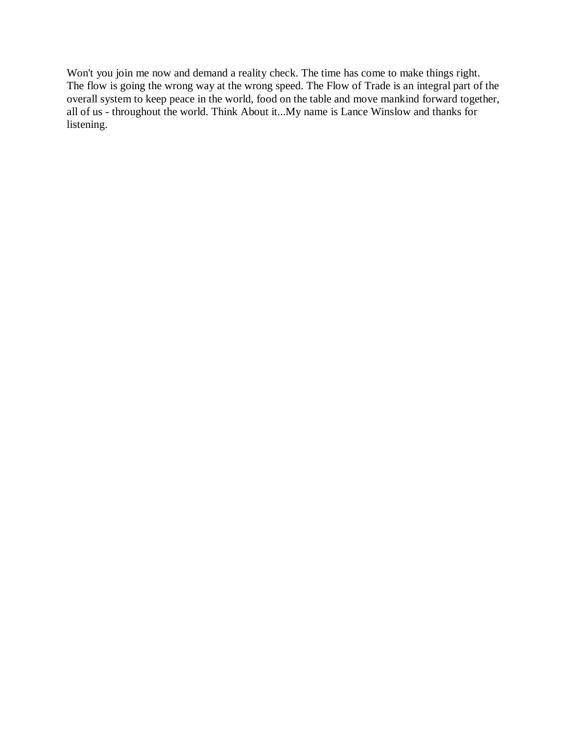Won't you join me now and demand a reality check. The time has come to make things right. The flow is going the wrong way at the wrong speed. The Flow of Trade is an integral part of the overall system to keep peace in the world, food on the table and move mankind forward together, all of us - throughout the world. Think About it...My name is Lance Winslow and thanks for listening.